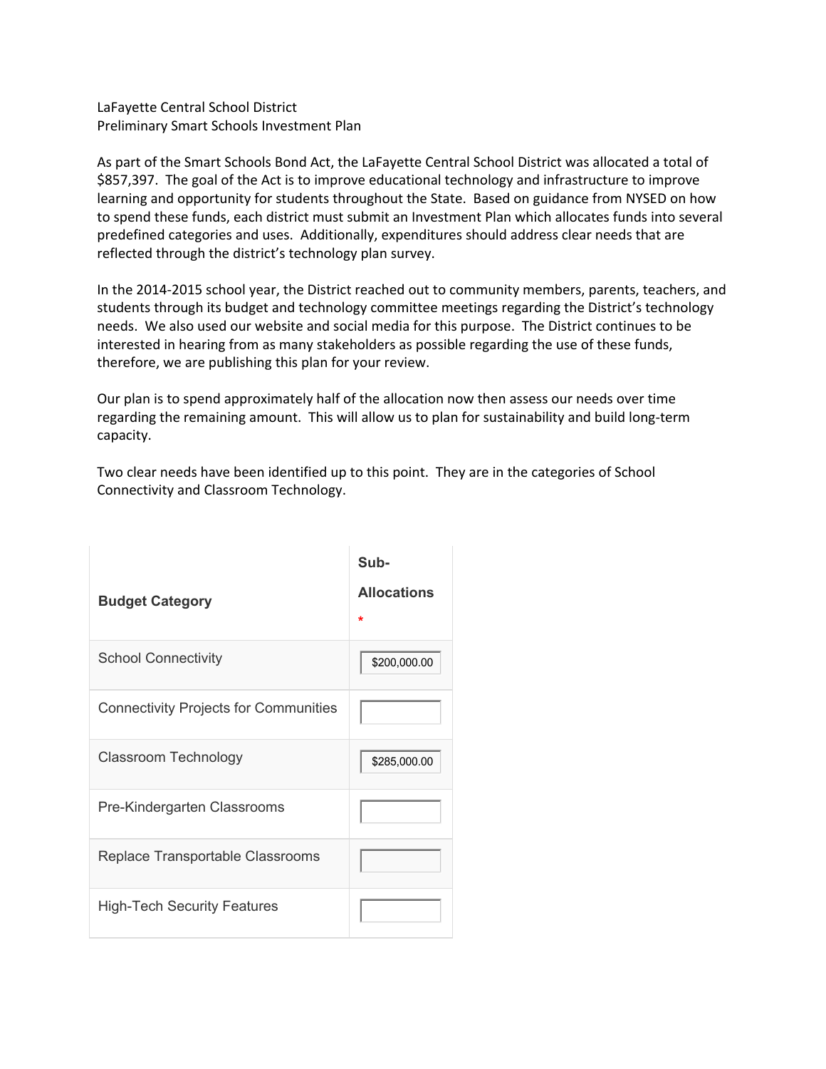LaFayette Central School District
Preliminary Smart Schools Investment Plan

As part of the Smart Schools Bond Act, the LaFayette Central School District was allocated a total of $857,397. The goal of the Act is to improve educational technology and infrastructure to improve learning and opportunity for students throughout the State. Based on guidance from NYSED on how to spend these funds, each district must submit an Investment Plan which allocates funds into several predefined categories and uses. Additionally, expenditures should address clear needs that are reflected through the district's technology plan survey.

In the 2014-2015 school year, the District reached out to community members, parents, teachers, and students through its budget and technology committee meetings regarding the District's technology needs. We also used our website and social media for this purpose. The District continues to be interested in hearing from as many stakeholders as possible regarding the use of these funds, therefore, we are publishing this plan for your review.

Our plan is to spend approximately half of the allocation now then assess our needs over time regarding the remaining amount. This will allow us to plan for sustainability and build long-term capacity.

Two clear needs have been identified up to this point. They are in the categories of School Connectivity and Classroom Technology.

| Budget Category | Sub-Allocations * |
|---|---|
| School Connectivity | $200,000.00 |
| Connectivity Projects for Communities | |
| Classroom Technology | $285,000.00 |
| Pre-Kindergarten Classrooms | |
| Replace Transportable Classrooms | |
| High-Tech Security Features | |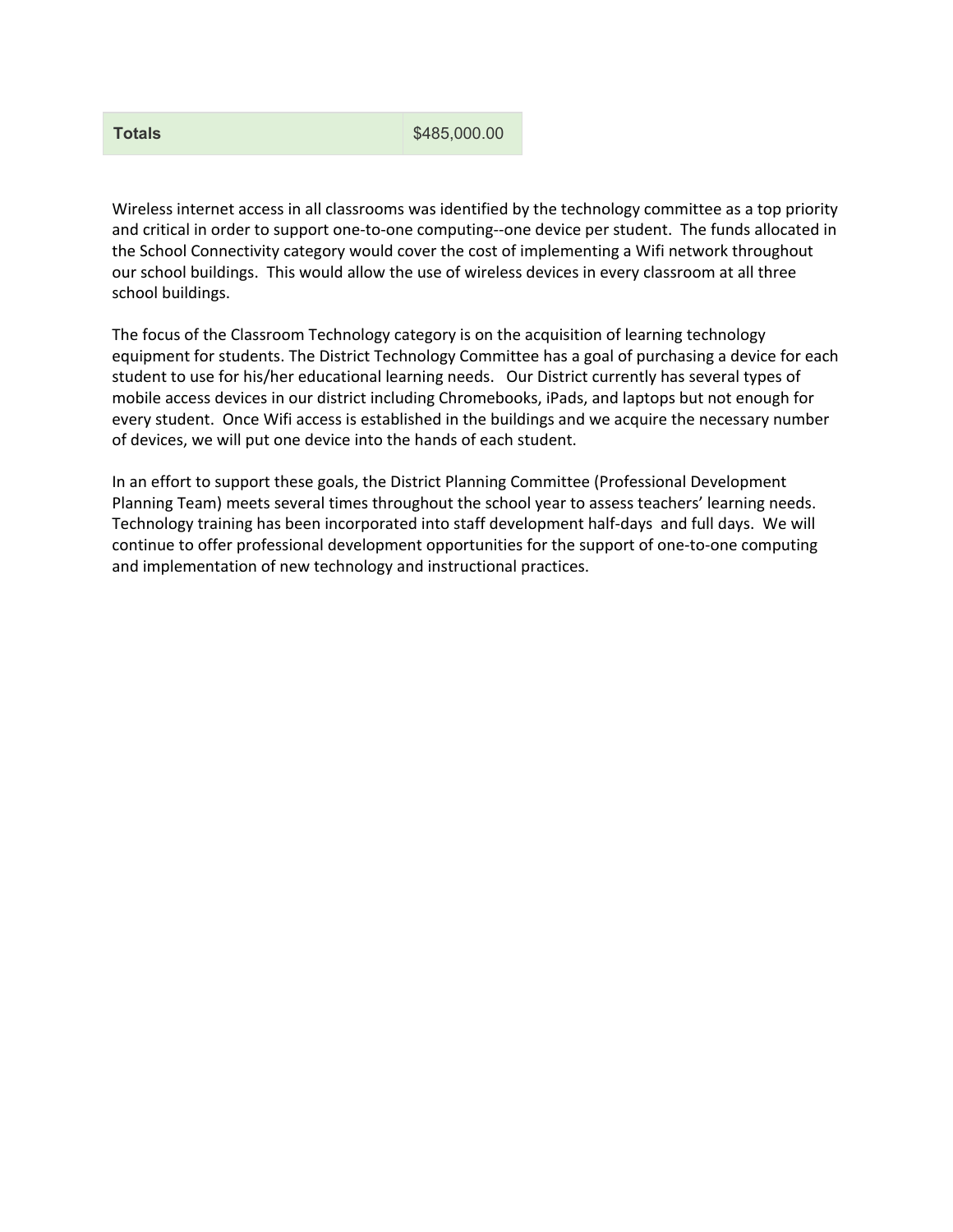| | |
|---|---|
| **Totals** | $485,000.00 |

Wireless internet access in all classrooms was identified by the technology committee as a top priority and critical in order to support one-to-one computing--one device per student. The funds allocated in the School Connectivity category would cover the cost of implementing a Wifi network throughout our school buildings. This would allow the use of wireless devices in every classroom at all three school buildings.

The focus of the Classroom Technology category is on the acquisition of learning technology equipment for students. The District Technology Committee has a goal of purchasing a device for each student to use for his/her educational learning needs. Our District currently has several types of mobile access devices in our district including Chromebooks, iPads, and laptops but not enough for every student. Once Wifi access is established in the buildings and we acquire the necessary number of devices, we will put one device into the hands of each student.

In an effort to support these goals, the District Planning Committee (Professional Development Planning Team) meets several times throughout the school year to assess teachers' learning needs. Technology training has been incorporated into staff development half-days and full days. We will continue to offer professional development opportunities for the support of one-to-one computing and implementation of new technology and instructional practices.